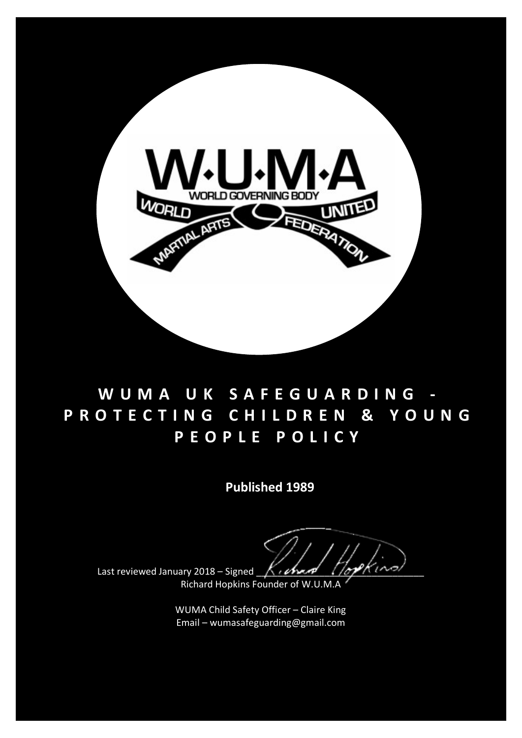# WUMA UK SAFEGUARDING - PROTECTING CHILDREN & YOUNG PEOPLE POLICY

**Published 1989**

Last reviewed January 2018 – Signed ______________________
Richard Hopkins Founder of W.U.M.A

WUMA Child Safety Officer – Claire King
Email – wumasafeguarding@gmail.com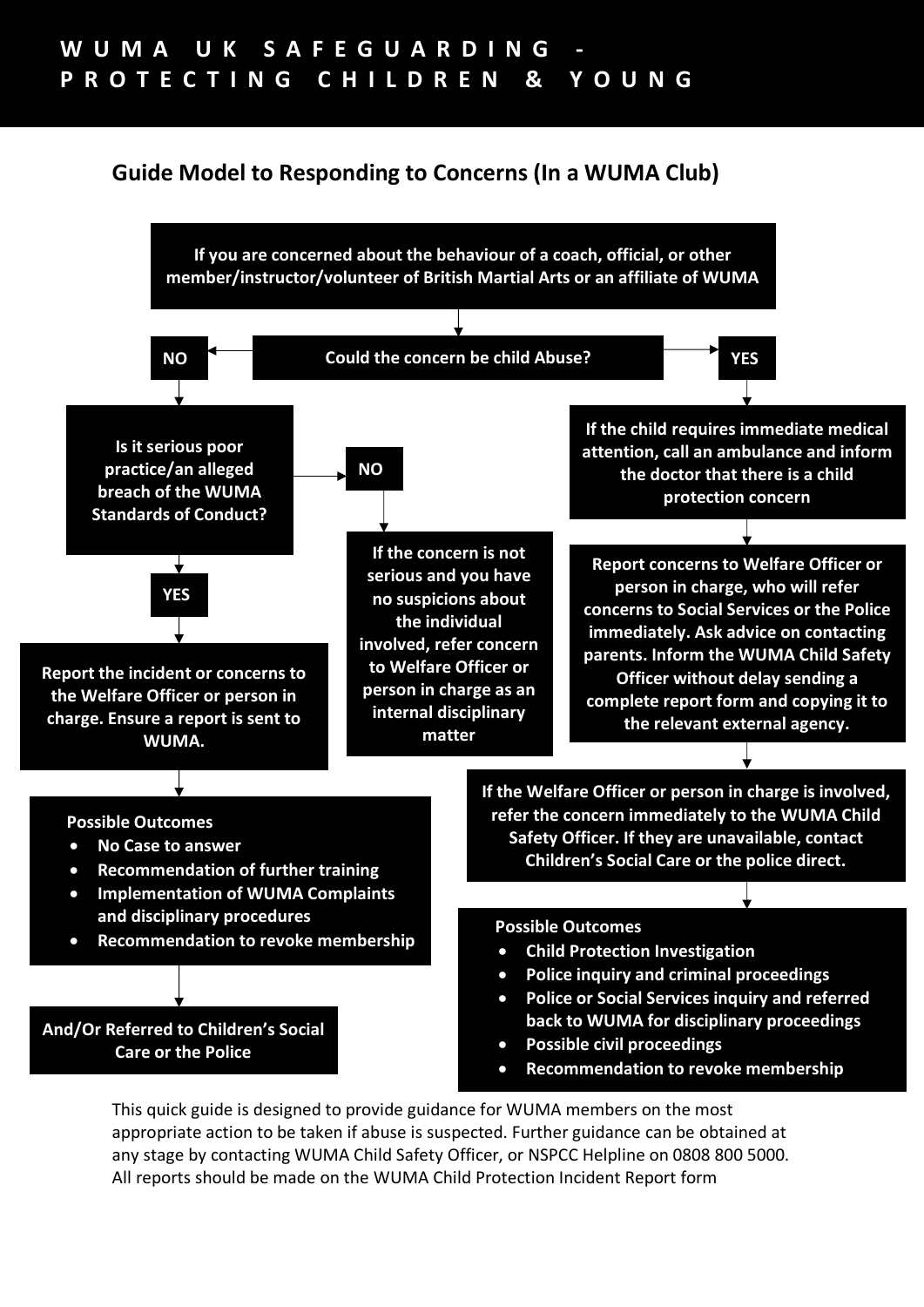# WUMA UK SAFEGUARDING - PROTECTING CHILDREN & YOUNG

## Guide Model to Responding to Concerns (In a WUMA Club)

**If you are concerned about the behaviour of a coach, official, or other member/instructor/volunteer of British Martial Arts or an affiliate of WUMA**

**Could the concern be child Abuse?**

### NO

**Is it serious poor practice/an alleged breach of the WUMA Standards of Conduct?**

**YES**

**Report the incident or concerns to the Welfare Officer or person in charge. Ensure a report is sent to WUMA.**

**Possible Outcomes**

- **No Case to answer**
- **Recommendation of further training**
- **Implementation of WUMA Complaints and disciplinary procedures**
- **Recommendation to revoke membership**

**And/Or Referred to Children's Social Care or the Police**

**NO**

**If the concern is not serious and you have no suspicions about the individual involved, refer concern to Welfare Officer or person in charge as an internal disciplinary matter**

### YES

**If the child requires immediate medical attention, call an ambulance and inform the doctor that there is a child protection concern**

**Report concerns to Welfare Officer or person in charge, who will refer concerns to Social Services or the Police immediately. Ask advice on contacting parents. Inform the WUMA Child Safety Officer without delay sending a complete report form and copying it to the relevant external agency.**

**If the Welfare Officer or person in charge is involved, refer the concern immediately to the WUMA Child Safety Officer. If they are unavailable, contact Children's Social Care or the police direct.**

**Possible Outcomes**

- **Child Protection Investigation**
- **Police inquiry and criminal proceedings**
- **Police or Social Services inquiry and referred back to WUMA for disciplinary proceedings**
- **Possible civil proceedings**
- **Recommendation to revoke membership**

This quick guide is designed to provide guidance for WUMA members on the most appropriate action to be taken if abuse is suspected. Further guidance can be obtained at any stage by contacting WUMA Child Safety Officer, or NSPCC Helpline on 0808 800 5000. All reports should be made on the WUMA Child Protection Incident Report form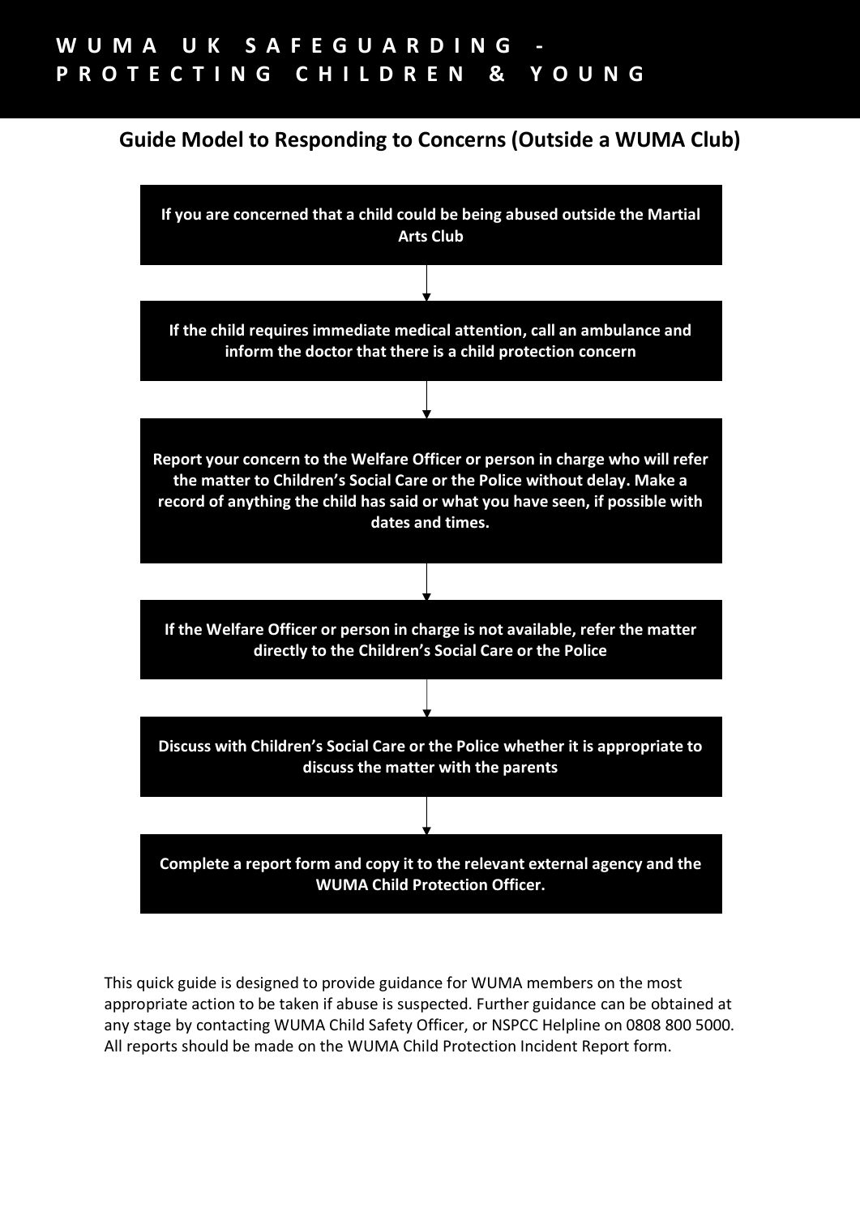# WUMA UK SAFEGUARDING - PROTECTING CHILDREN & YOUNG

## Guide Model to Responding to Concerns (Outside a WUMA Club)

**If you are concerned that a child could be being abused outside the Martial Arts Club**

↓

**If the child requires immediate medical attention, call an ambulance and inform the doctor that there is a child protection concern**

↓

**Report your concern to the Welfare Officer or person in charge who will refer the matter to Children's Social Care or the Police without delay. Make a record of anything the child has said or what you have seen, if possible with dates and times.**

↓

**If the Welfare Officer or person in charge is not available, refer the matter directly to the Children's Social Care or the Police**

↓

**Discuss with Children's Social Care or the Police whether it is appropriate to discuss the matter with the parents**

↓

**Complete a report form and copy it to the relevant external agency and the WUMA Child Protection Officer.**

This quick guide is designed to provide guidance for WUMA members on the most appropriate action to be taken if abuse is suspected. Further guidance can be obtained at any stage by contacting WUMA Child Safety Officer, or NSPCC Helpline on 0808 800 5000. All reports should be made on the WUMA Child Protection Incident Report form.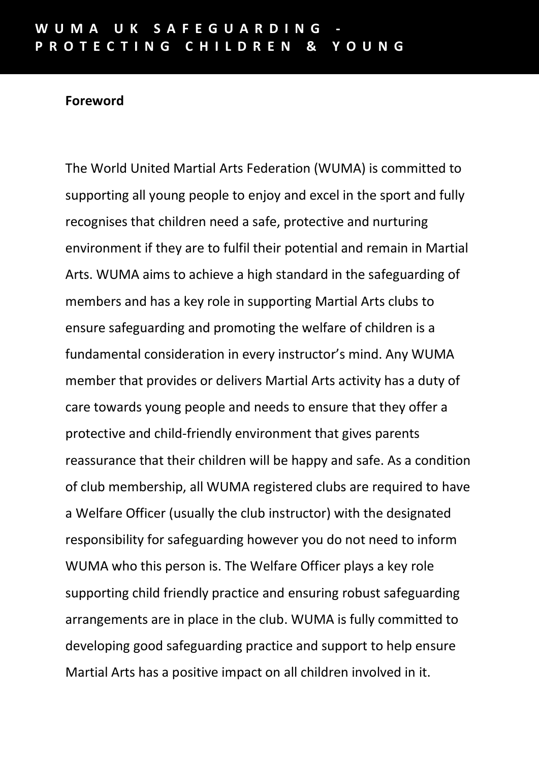## Foreword

The World United Martial Arts Federation (WUMA) is committed to supporting all young people to enjoy and excel in the sport and fully recognises that children need a safe, protective and nurturing environment if they are to fulfil their potential and remain in Martial Arts. WUMA aims to achieve a high standard in the safeguarding of members and has a key role in supporting Martial Arts clubs to ensure safeguarding and promoting the welfare of children is a fundamental consideration in every instructor's mind. Any WUMA member that provides or delivers Martial Arts activity has a duty of care towards young people and needs to ensure that they offer a protective and child-friendly environment that gives parents reassurance that their children will be happy and safe. As a condition of club membership, all WUMA registered clubs are required to have a Welfare Officer (usually the club instructor) with the designated responsibility for safeguarding however you do not need to inform WUMA who this person is. The Welfare Officer plays a key role supporting child friendly practice and ensuring robust safeguarding arrangements are in place in the club. WUMA is fully committed to developing good safeguarding practice and support to help ensure Martial Arts has a positive impact on all children involved in it.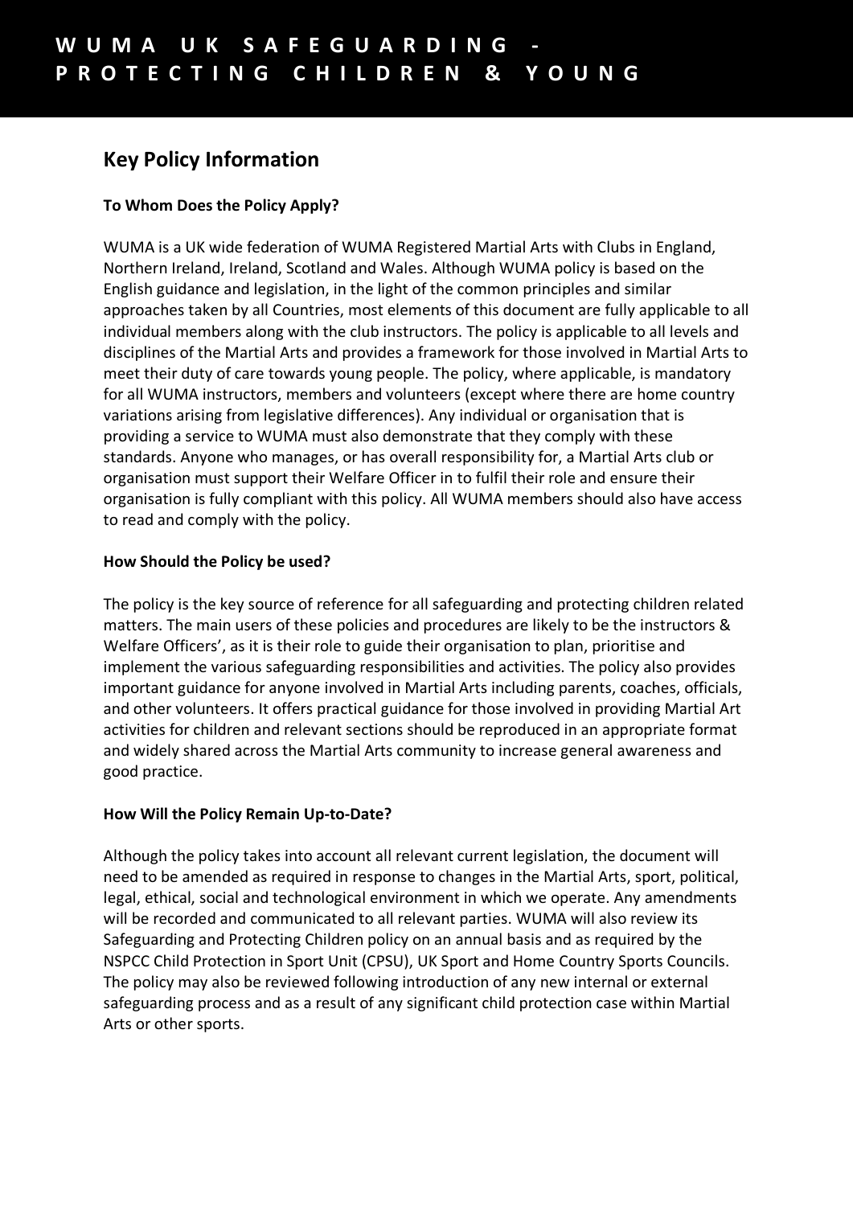## Key Policy Information

**To Whom Does the Policy Apply?**

WUMA is a UK wide federation of WUMA Registered Martial Arts with Clubs in England, Northern Ireland, Ireland, Scotland and Wales. Although WUMA policy is based on the English guidance and legislation, in the light of the common principles and similar approaches taken by all Countries, most elements of this document are fully applicable to all individual members along with the club instructors. The policy is applicable to all levels and disciplines of the Martial Arts and provides a framework for those involved in Martial Arts to meet their duty of care towards young people. The policy, where applicable, is mandatory for all WUMA instructors, members and volunteers (except where there are home country variations arising from legislative differences). Any individual or organisation that is providing a service to WUMA must also demonstrate that they comply with these standards. Anyone who manages, or has overall responsibility for, a Martial Arts club or organisation must support their Welfare Officer in to fulfil their role and ensure their organisation is fully compliant with this policy. All WUMA members should also have access to read and comply with the policy.

**How Should the Policy be used?**

The policy is the key source of reference for all safeguarding and protecting children related matters. The main users of these policies and procedures are likely to be the instructors & Welfare Officers', as it is their role to guide their organisation to plan, prioritise and implement the various safeguarding responsibilities and activities. The policy also provides important guidance for anyone involved in Martial Arts including parents, coaches, officials, and other volunteers. It offers practical guidance for those involved in providing Martial Art activities for children and relevant sections should be reproduced in an appropriate format and widely shared across the Martial Arts community to increase general awareness and good practice.

**How Will the Policy Remain Up-to-Date?**

Although the policy takes into account all relevant current legislation, the document will need to be amended as required in response to changes in the Martial Arts, sport, political, legal, ethical, social and technological environment in which we operate. Any amendments will be recorded and communicated to all relevant parties. WUMA will also review its Safeguarding and Protecting Children policy on an annual basis and as required by the NSPCC Child Protection in Sport Unit (CPSU), UK Sport and Home Country Sports Councils. The policy may also be reviewed following introduction of any new internal or external safeguarding process and as a result of any significant child protection case within Martial Arts or other sports.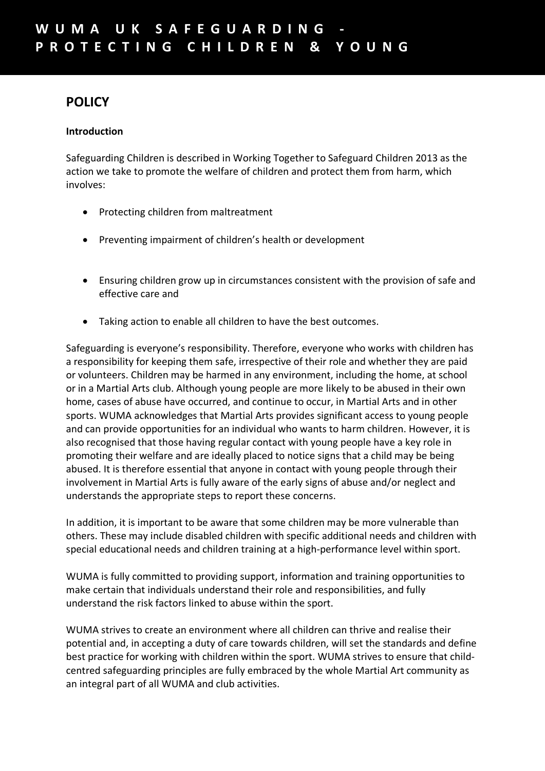# WUMA UK SAFEGUARDING - PROTECTING CHILDREN & YOUNG

## POLICY

**Introduction**

Safeguarding Children is described in Working Together to Safeguard Children 2013 as the action we take to promote the welfare of children and protect them from harm, which involves:

- Protecting children from maltreatment
- Preventing impairment of children's health or development
- Ensuring children grow up in circumstances consistent with the provision of safe and effective care and
- Taking action to enable all children to have the best outcomes.

Safeguarding is everyone's responsibility. Therefore, everyone who works with children has a responsibility for keeping them safe, irrespective of their role and whether they are paid or volunteers. Children may be harmed in any environment, including the home, at school or in a Martial Arts club. Although young people are more likely to be abused in their own home, cases of abuse have occurred, and continue to occur, in Martial Arts and in other sports. WUMA acknowledges that Martial Arts provides significant access to young people and can provide opportunities for an individual who wants to harm children. However, it is also recognised that those having regular contact with young people have a key role in promoting their welfare and are ideally placed to notice signs that a child may be being abused. It is therefore essential that anyone in contact with young people through their involvement in Martial Arts is fully aware of the early signs of abuse and/or neglect and understands the appropriate steps to report these concerns.

In addition, it is important to be aware that some children may be more vulnerable than others. These may include disabled children with specific additional needs and children with special educational needs and children training at a high-performance level within sport.

WUMA is fully committed to providing support, information and training opportunities to make certain that individuals understand their role and responsibilities, and fully understand the risk factors linked to abuse within the sport.

WUMA strives to create an environment where all children can thrive and realise their potential and, in accepting a duty of care towards children, will set the standards and define best practice for working with children within the sport. WUMA strives to ensure that child-centred safeguarding principles are fully embraced by the whole Martial Art community as an integral part of all WUMA and club activities.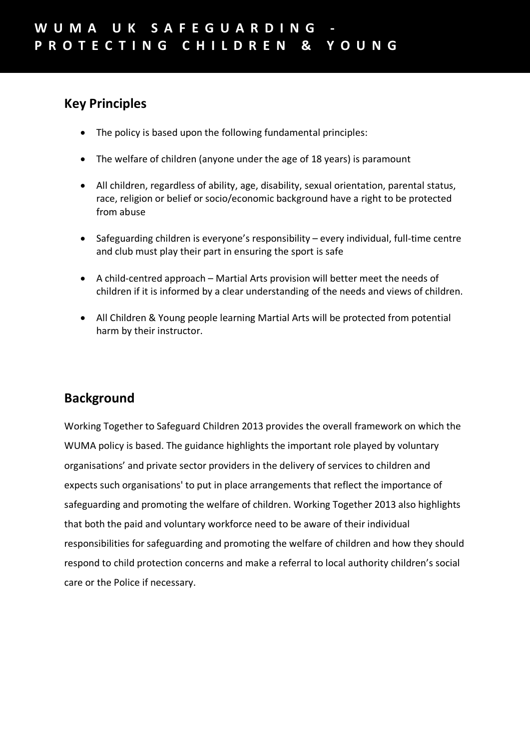## Key Principles

- The policy is based upon the following fundamental principles:
- The welfare of children (anyone under the age of 18 years) is paramount
- All children, regardless of ability, age, disability, sexual orientation, parental status, race, religion or belief or socio/economic background have a right to be protected from abuse
- Safeguarding children is everyone's responsibility – every individual, full-time centre and club must play their part in ensuring the sport is safe
- A child-centred approach – Martial Arts provision will better meet the needs of children if it is informed by a clear understanding of the needs and views of children.
- All Children & Young people learning Martial Arts will be protected from potential harm by their instructor.

## Background

Working Together to Safeguard Children 2013 provides the overall framework on which the WUMA policy is based. The guidance highlights the important role played by voluntary organisations' and private sector providers in the delivery of services to children and expects such organisations' to put in place arrangements that reflect the importance of safeguarding and promoting the welfare of children. Working Together 2013 also highlights that both the paid and voluntary workforce need to be aware of their individual responsibilities for safeguarding and promoting the welfare of children and how they should respond to child protection concerns and make a referral to local authority children's social care or the Police if necessary.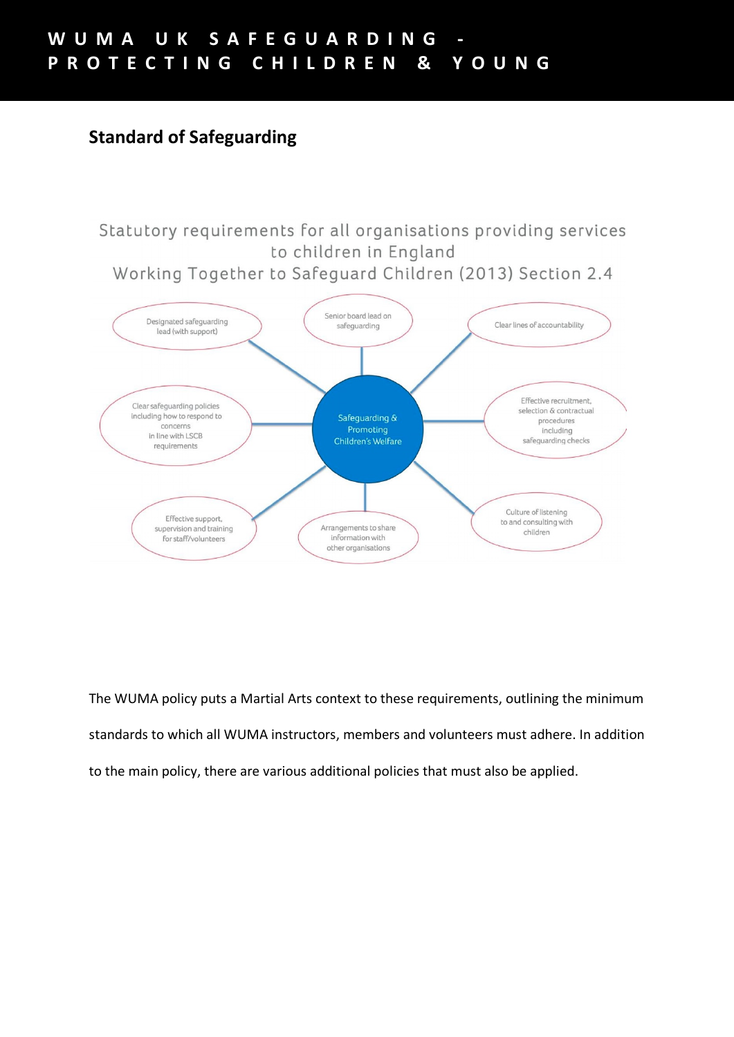## Standard of Safeguarding

Statutory requirements for all organisations providing services to children in England

Working Together to Safeguard Children (2013) Section 2.4

**Safeguarding & Promoting Children's Welfare**

- Designated safeguarding lead (with support)
- Senior board lead on safeguarding
- Clear lines of accountability
- Clear safeguarding policies including how to respond to concerns in line with LSCB requirements
- Effective recruitment, selection & contractual procedures including safeguarding checks
- Effective support, supervision and training for staff/volunteers
- Arrangements to share information with other organisations
- Culture of listening to and consulting with children

The WUMA policy puts a Martial Arts context to these requirements, outlining the minimum standards to which all WUMA instructors, members and volunteers must adhere. In addition to the main policy, there are various additional policies that must also be applied.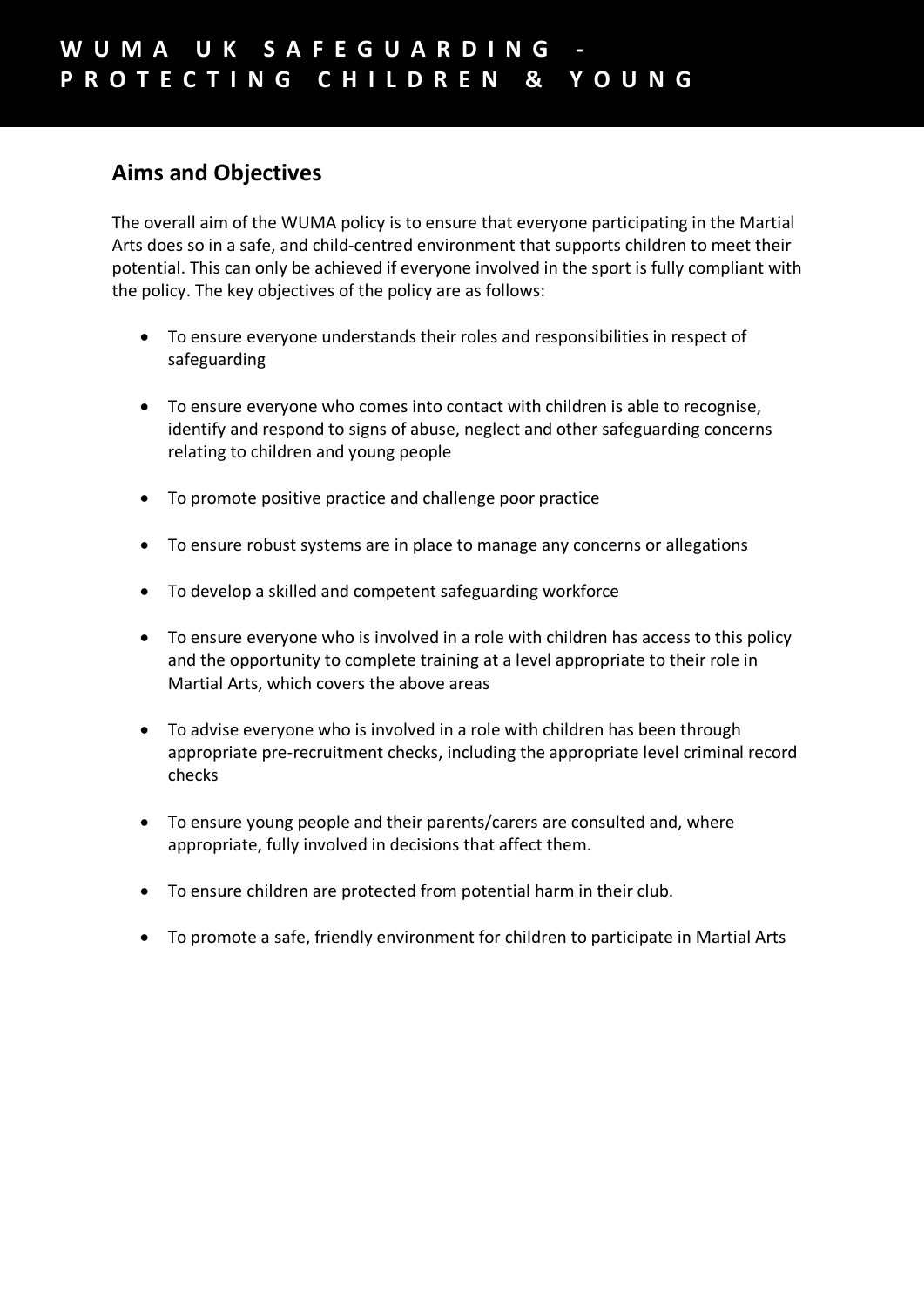## Aims and Objectives

The overall aim of the WUMA policy is to ensure that everyone participating in the Martial Arts does so in a safe, and child-centred environment that supports children to meet their potential. This can only be achieved if everyone involved in the sport is fully compliant with the policy. The key objectives of the policy are as follows:

- To ensure everyone understands their roles and responsibilities in respect of safeguarding
- To ensure everyone who comes into contact with children is able to recognise, identify and respond to signs of abuse, neglect and other safeguarding concerns relating to children and young people
- To promote positive practice and challenge poor practice
- To ensure robust systems are in place to manage any concerns or allegations
- To develop a skilled and competent safeguarding workforce
- To ensure everyone who is involved in a role with children has access to this policy and the opportunity to complete training at a level appropriate to their role in Martial Arts, which covers the above areas
- To advise everyone who is involved in a role with children has been through appropriate pre-recruitment checks, including the appropriate level criminal record checks
- To ensure young people and their parents/carers are consulted and, where appropriate, fully involved in decisions that affect them.
- To ensure children are protected from potential harm in their club.
- To promote a safe, friendly environment for children to participate in Martial Arts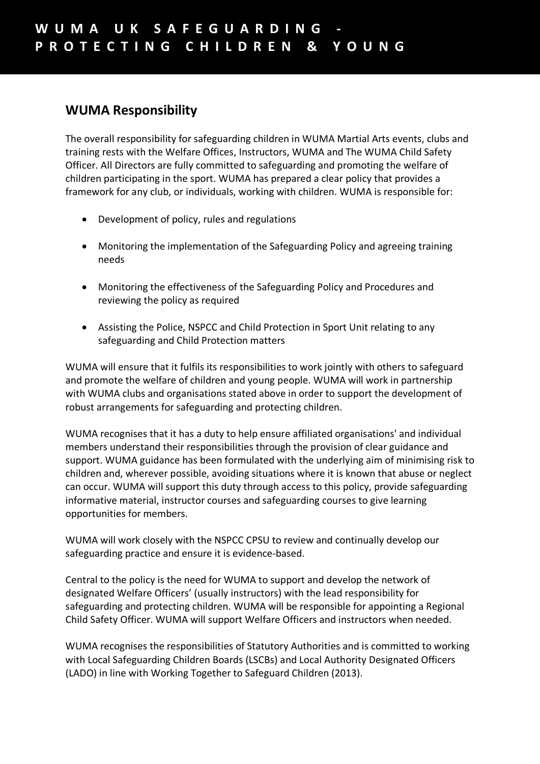## WUMA Responsibility

The overall responsibility for safeguarding children in WUMA Martial Arts events, clubs and training rests with the Welfare Offices, Instructors, WUMA and The WUMA Child Safety Officer. All Directors are fully committed to safeguarding and promoting the welfare of children participating in the sport. WUMA has prepared a clear policy that provides a framework for any club, or individuals, working with children. WUMA is responsible for:

- Development of policy, rules and regulations
- Monitoring the implementation of the Safeguarding Policy and agreeing training needs
- Monitoring the effectiveness of the Safeguarding Policy and Procedures and reviewing the policy as required
- Assisting the Police, NSPCC and Child Protection in Sport Unit relating to any safeguarding and Child Protection matters

WUMA will ensure that it fulfils its responsibilities to work jointly with others to safeguard and promote the welfare of children and young people. WUMA will work in partnership with WUMA clubs and organisations stated above in order to support the development of robust arrangements for safeguarding and protecting children.

WUMA recognises that it has a duty to help ensure affiliated organisations' and individual members understand their responsibilities through the provision of clear guidance and support. WUMA guidance has been formulated with the underlying aim of minimising risk to children and, wherever possible, avoiding situations where it is known that abuse or neglect can occur. WUMA will support this duty through access to this policy, provide safeguarding informative material, instructor courses and safeguarding courses to give learning opportunities for members.

WUMA will work closely with the NSPCC CPSU to review and continually develop our safeguarding practice and ensure it is evidence-based.

Central to the policy is the need for WUMA to support and develop the network of designated Welfare Officers' (usually instructors) with the lead responsibility for safeguarding and protecting children. WUMA will be responsible for appointing a Regional Child Safety Officer. WUMA will support Welfare Officers and instructors when needed.

WUMA recognises the responsibilities of Statutory Authorities and is committed to working with Local Safeguarding Children Boards (LSCBs) and Local Authority Designated Officers (LADO) in line with Working Together to Safeguard Children (2013).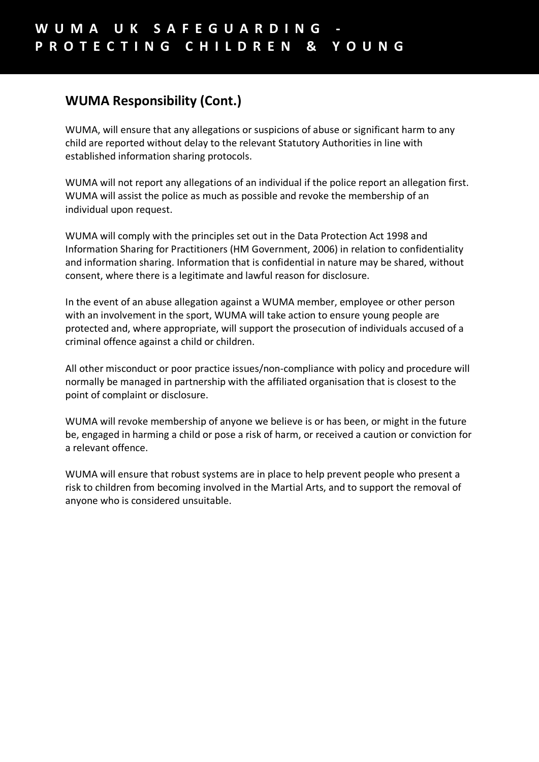## WUMA Responsibility (Cont.)

WUMA, will ensure that any allegations or suspicions of abuse or significant harm to any child are reported without delay to the relevant Statutory Authorities in line with established information sharing protocols.

WUMA will not report any allegations of an individual if the police report an allegation first. WUMA will assist the police as much as possible and revoke the membership of an individual upon request.

WUMA will comply with the principles set out in the Data Protection Act 1998 and Information Sharing for Practitioners (HM Government, 2006) in relation to confidentiality and information sharing. Information that is confidential in nature may be shared, without consent, where there is a legitimate and lawful reason for disclosure.

In the event of an abuse allegation against a WUMA member, employee or other person with an involvement in the sport, WUMA will take action to ensure young people are protected and, where appropriate, will support the prosecution of individuals accused of a criminal offence against a child or children.

All other misconduct or poor practice issues/non-compliance with policy and procedure will normally be managed in partnership with the affiliated organisation that is closest to the point of complaint or disclosure.

WUMA will revoke membership of anyone we believe is or has been, or might in the future be, engaged in harming a child or pose a risk of harm, or received a caution or conviction for a relevant offence.

WUMA will ensure that robust systems are in place to help prevent people who present a risk to children from becoming involved in the Martial Arts, and to support the removal of anyone who is considered unsuitable.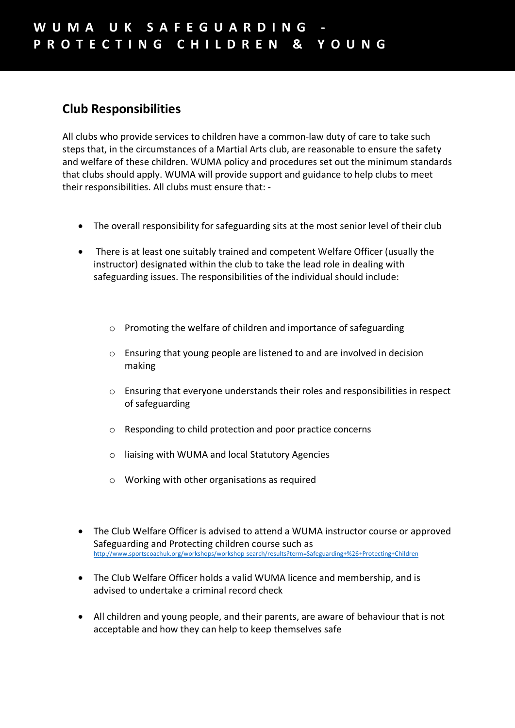## Club Responsibilities

All clubs who provide services to children have a common-law duty of care to take such steps that, in the circumstances of a Martial Arts club, are reasonable to ensure the safety and welfare of these children. WUMA policy and procedures set out the minimum standards that clubs should apply. WUMA will provide support and guidance to help clubs to meet their responsibilities. All clubs must ensure that: -

- The overall responsibility for safeguarding sits at the most senior level of their club
- There is at least one suitably trained and competent Welfare Officer (usually the instructor) designated within the club to take the lead role in dealing with safeguarding issues. The responsibilities of the individual should include:
    - Promoting the welfare of children and importance of safeguarding
    - Ensuring that young people are listened to and are involved in decision making
    - Ensuring that everyone understands their roles and responsibilities in respect of safeguarding
    - Responding to child protection and poor practice concerns
    - liaising with WUMA and local Statutory Agencies
    - Working with other organisations as required
- The Club Welfare Officer is advised to attend a WUMA instructor course or approved Safeguarding and Protecting children course such as http://www.sportscoachuk.org/workshops/workshop-search/results?term=Safeguarding+%26+Protecting+Children
- The Club Welfare Officer holds a valid WUMA licence and membership, and is advised to undertake a criminal record check
- All children and young people, and their parents, are aware of behaviour that is not acceptable and how they can help to keep themselves safe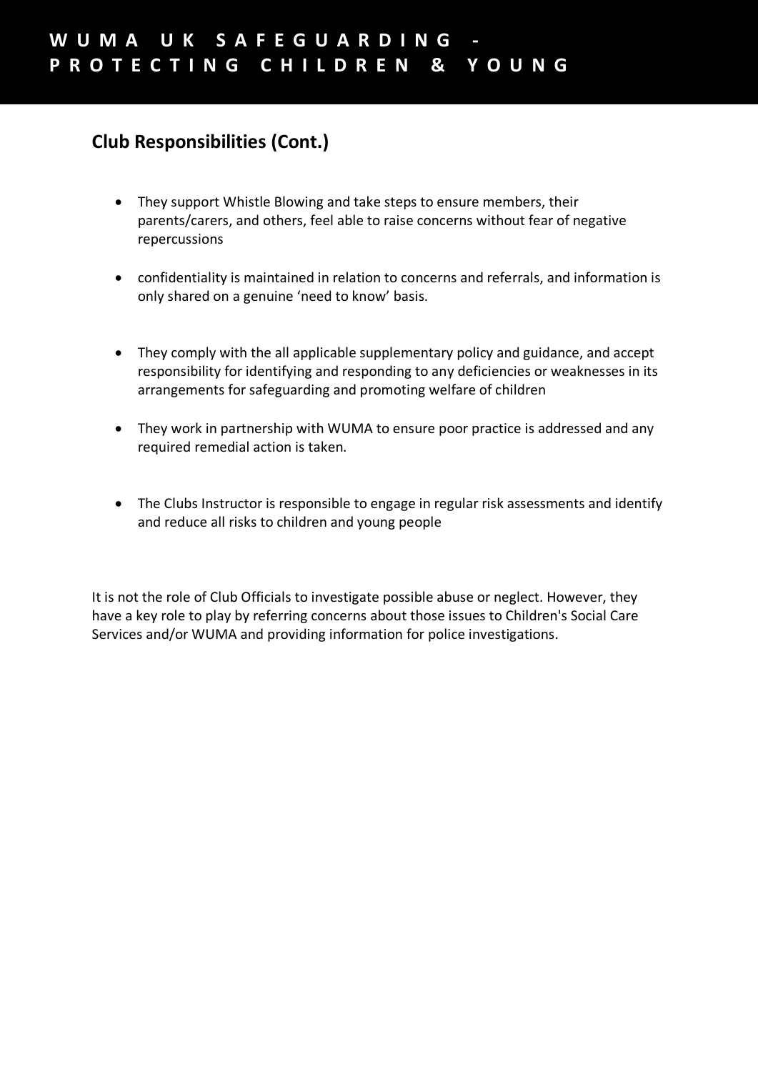## Club Responsibilities (Cont.)

- They support Whistle Blowing and take steps to ensure members, their parents/carers, and others, feel able to raise concerns without fear of negative repercussions
- confidentiality is maintained in relation to concerns and referrals, and information is only shared on a genuine 'need to know' basis.
- They comply with the all applicable supplementary policy and guidance, and accept responsibility for identifying and responding to any deficiencies or weaknesses in its arrangements for safeguarding and promoting welfare of children
- They work in partnership with WUMA to ensure poor practice is addressed and any required remedial action is taken.
- The Clubs Instructor is responsible to engage in regular risk assessments and identify and reduce all risks to children and young people

It is not the role of Club Officials to investigate possible abuse or neglect. However, they have a key role to play by referring concerns about those issues to Children's Social Care Services and/or WUMA and providing information for police investigations.